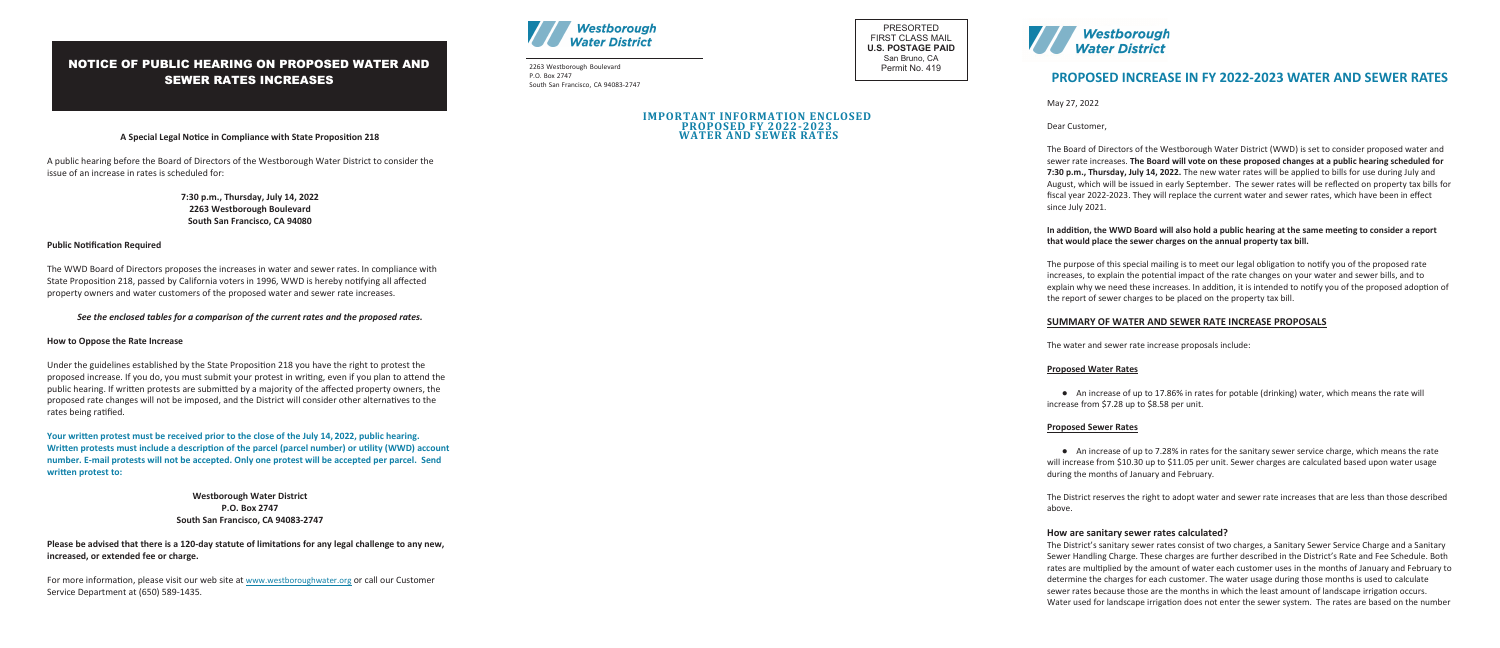# NOTICE OF PUBLIC HEARING ON PROPOSED WATER AND SEWER RATES INCREASES

**A Special Legal Notice in Compliance with State Proposition 218**

A public hearing before the Board of Directors of the Westborough Water District to consider the issue of an increase in rates is scheduled for:

**7:30 p.m., Thursday, July 14, 2022**
**2263 Westborough Boulevard**
**South San Francisco, CA 94080**

**Public Notification Required**

The WWD Board of Directors proposes the increases in water and sewer rates. In compliance with State Proposition 218, passed by California voters in 1996, WWD is hereby notifying all affected property owners and water customers of the proposed water and sewer rate increases.

***See the enclosed tables for a comparison of the current rates and the proposed rates.***

**How to Oppose the Rate Increase**

Under the guidelines established by the State Proposition 218 you have the right to protest the proposed increase. If you do, you must submit your protest in writing, even if you plan to attend the public hearing. If written protests are submitted by a majority of the affected property owners, the proposed rate changes will not be imposed, and the District will consider other alternatives to the rates being ratified.

**Your written protest must be received prior to the close of the July 14, 2022, public hearing. Written protests must include a description of the parcel (parcel number) or utility (WWD) account number. E-mail protests will not be accepted. Only one protest will be accepted per parcel. Send written protest to:**

**Westborough Water District**
**P.O. Box 2747**
**South San Francisco, CA 94083-2747**

**Please be advised that there is a 120-day statute of limitations for any legal challenge to any new, increased, or extended fee or charge.**

For more information, please visit our web site at www.westboroughwater.org or call our Customer Service Department at (650) 589-1435.

Westborough Water District

2263 Westborough Boulevard
P.O. Box 2747
South San Francisco, CA 94083-2747

PRESORTED
FIRST CLASS MAIL
**U.S. POSTAGE PAID**
San Bruno, CA
Permit No. 419

**IMPORTANT INFORMATION ENCLOSED**
**PROPOSED FY 2022-2023**
**WATER AND SEWER RATES**

Westborough Water District

## PROPOSED INCREASE IN FY 2022-2023 WATER AND SEWER RATES

May 27, 2022

Dear Customer,

The Board of Directors of the Westborough Water District (WWD) is set to consider proposed water and sewer rate increases. **The Board will vote on these proposed changes at a public hearing scheduled for 7:30 p.m., Thursday, July 14, 2022.** The new water rates will be applied to bills for use during July and August, which will be issued in early September. The sewer rates will be reflected on property tax bills for fiscal year 2022-2023. They will replace the current water and sewer rates, which have been in effect since July 2021.

**In addition, the WWD Board will also hold a public hearing at the same meeting to consider a report that would place the sewer charges on the annual property tax bill.**

The purpose of this special mailing is to meet our legal obligation to notify you of the proposed rate increases, to explain the potential impact of the rate changes on your water and sewer bills, and to explain why we need these increases. In addition, it is intended to notify you of the proposed adoption of the report of sewer charges to be placed on the property tax bill.

**SUMMARY OF WATER AND SEWER RATE INCREASE PROPOSALS**

The water and sewer rate increase proposals include:

**Proposed Water Rates**

- An increase of up to 17.86% in rates for potable (drinking) water, which means the rate will increase from $7.28 up to $8.58 per unit.

**Proposed Sewer Rates**

- An increase of up to 7.28% in rates for the sanitary sewer service charge, which means the rate will increase from $10.30 up to $11.05 per unit. Sewer charges are calculated based upon water usage during the months of January and February.

The District reserves the right to adopt water and sewer rate increases that are less than those described above.

### How are sanitary sewer rates calculated?

The District's sanitary sewer rates consist of two charges, a Sanitary Sewer Service Charge and a Sanitary Sewer Handling Charge. These charges are further described in the District's Rate and Fee Schedule. Both rates are multiplied by the amount of water each customer uses in the months of January and February to determine the charges for each customer. The water usage during those months is used to calculate sewer rates because those are the months in which the least amount of landscape irrigation occurs. Water used for landscape irrigation does not enter the sewer system. The rates are based on the number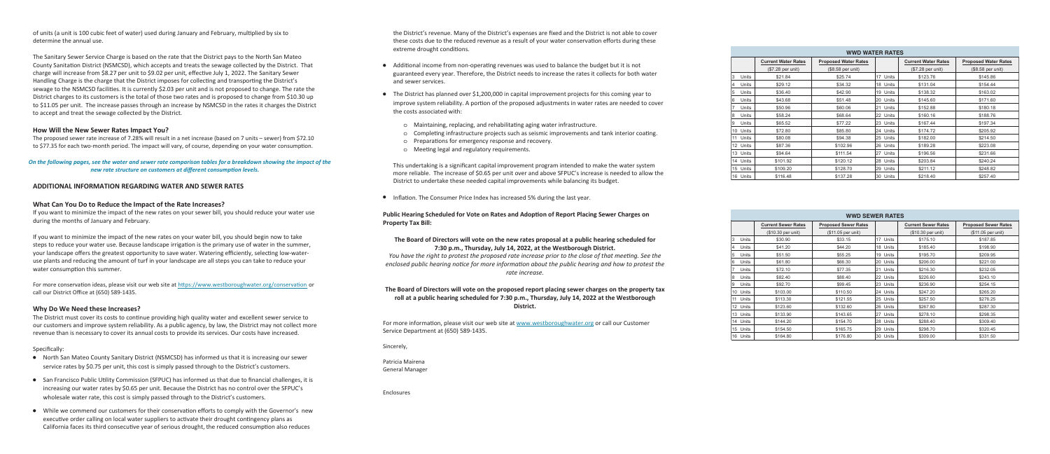of units (a unit is 100 cubic feet of water) used during January and February, multiplied by six to determine the annual use.

The Sanitary Sewer Service Charge is based on the rate that the District pays to the North San Mateo County Sanitation District (NSMCSD), which accepts and treats the sewage collected by the District. That charge will increase from $8.27 per unit to $9.02 per unit, effective July 1, 2022. The Sanitary Sewer Handling Charge is the charge that the District imposes for collecting and transporting the District's sewage to the NSMCSD facilities. It is currently $2.03 per unit and is not proposed to change. The rate the District charges to its customers is the total of those two rates and is proposed to change from $10.30 up to $11.05 per unit. The increase passes through an increase by NSMCSD in the rates it charges the District to accept and treat the sewage collected by the District.

### How Will the New Sewer Rates Impact You?

The proposed sewer rate increase of 7.28% will result in a net increase (based on 7 units – sewer) from $72.10 to $77.35 for each two-month period. The impact will vary, of course, depending on your water consumption.

***On the following pages, see the water and sewer rate comparison tables for a breakdown showing the impact of the new rate structure on customers at different consumption levels.***

## ADDITIONAL INFORMATION REGARDING WATER AND SEWER RATES

### What Can You Do to Reduce the Impact of the Rate Increases?

If you want to minimize the impact of the new rates on your sewer bill, you should reduce your water use during the months of January and February.

If you want to minimize the impact of the new rates on your water bill, you should begin now to take steps to reduce your water use. Because landscape irrigation is the primary use of water in the summer, your landscape offers the greatest opportunity to save water. Watering efficiently, selecting low-water-use plants and reducing the amount of turf in your landscape are all steps you can take to reduce your water consumption this summer.

For more conservation ideas, please visit our web site at https://www.westboroughwater.org/conservation or call our District Office at (650) 589-1435.

### Why Do We Need these Increases?

The District must cover its costs to continue providing high quality water and excellent sewer service to our customers and improve system reliability. As a public agency, by law, the District may not collect more revenue than is necessary to cover its annual costs to provide its services. Our costs have increased.

Specifically:

- North San Mateo County Sanitary District (NSMCSD) has informed us that it is increasing our sewer service rates by $0.75 per unit, this cost is simply passed through to the District's customers.
- San Francisco Public Utility Commission (SFPUC) has informed us that due to financial challenges, it is increasing our water rates by $0.65 per unit. Because the District has no control over the SFPUC's wholesale water rate, this cost is simply passed through to the District's customers.
- While we commend our customers for their conservation efforts to comply with the Governor's new executive order calling on local water suppliers to activate their drought contingency plans as California faces its third consecutive year of serious drought, the reduced consumption also reduces the District's revenue. Many of the District's expenses are fixed and the District is not able to cover these costs due to the reduced revenue as a result of your water conservation efforts during these extreme drought conditions.
- Additional income from non-operating revenues was used to balance the budget but it is not guaranteed every year. Therefore, the District needs to increase the rates it collects for both water and sewer services.
- The District has planned over $1,200,000 in capital improvement projects for this coming year to improve system reliability. A portion of the proposed adjustments in water rates are needed to cover the costs associated with:
  - Maintaining, replacing, and rehabilitating aging water infrastructure.
  - Completing infrastructure projects such as seismic improvements and tank interior coating.
  - Preparations for emergency response and recovery.
  - Meeting legal and regulatory requirements.

  This undertaking is a significant capital improvement program intended to make the water system more reliable. The increase of $0.65 per unit over and above SFPUC's increase is needed to allow the District to undertake these needed capital improvements while balancing its budget.
- Inflation. The Consumer Price Index has increased 5% during the last year.

**Public Hearing Scheduled for Vote on Rates and Adoption of Report Placing Sewer Charges on Property Tax Bill:**

**The Board of Directors will vote on the new rates proposal at a public hearing scheduled for 7:30 p.m., Thursday, July 14, 2022, at the Westborough District.**

*You have the right to protest the proposed rate increase prior to the close of that meeting. See the enclosed public hearing notice for more information about the public hearing and how to protest the rate increase.*

**The Board of Directors will vote on the proposed report placing sewer charges on the property tax roll at a public hearing scheduled for 7:30 p.m., Thursday, July 14, 2022 at the Westborough District.**

For more information, please visit our web site at www.westboroughwater.org or call our Customer Service Department at (650) 589-1435.

Sincerely,

Patricia Mairena
General Manager

Enclosures

**WWD WATER RATES**

| | Current Water Rates ($7.28 per unit) | Proposed Water Rates ($8.58 per unit) | | Current Water Rates ($7.28 per unit) | Proposed Water Rates ($8.58 per unit) |
|---|---|---|---|---|---|
| 3 Units | $21.84 | $25.74 | 17 Units | $123.76 | $145.86 |
| 4 Units | $29.12 | $34.32 | 18 Units | $131.04 | $154.44 |
| 5 Units | $36.40 | $42.90 | 19 Units | $138.32 | $163.02 |
| 6 Units | $43.68 | $51.48 | 20 Units | $145.60 | $171.60 |
| 7 Units | $50.96 | $60.06 | 21 Units | $152.88 | $180.18 |
| 8 Units | $58.24 | $68.64 | 22 Units | $160.16 | $188.76 |
| 9 Units | $65.52 | $77.22 | 23 Units | $167.44 | $197.34 |
| 10 Units | $72.80 | $85.80 | 24 Units | $174.72 | $205.92 |
| 11 Units | $80.08 | $94.38 | 25 Units | $182.00 | $214.50 |
| 12 Units | $87.36 | $102.96 | 26 Units | $189.28 | $223.08 |
| 13 Units | $94.64 | $111.54 | 27 Units | $196.56 | $231.66 |
| 14 Units | $101.92 | $120.12 | 28 Units | $203.84 | $240.24 |
| 15 Units | $109.20 | $128.70 | 29 Units | $211.12 | $248.82 |
| 16 Units | $116.48 | $137.28 | 30 Units | $218.40 | $257.40 |

**WWD SEWER RATES**

| | Current Sewer Rates ($10.30 per unit) | Proposed Sewer Rates ($11.05 per unit) | | Current Sewer Rates ($10.30 per unit) | Proposed Sewer Rates ($11.05 per unit) |
|---|---|---|---|---|---|
| 3 Units | $30.90 | $33.15 | 17 Units | $175.10 | $187.85 |
| 4 Units | $41.20 | $44.20 | 18 Units | $185.40 | $198.90 |
| 5 Units | $51.50 | $55.25 | 19 Units | $195.70 | $209.95 |
| 6 Units | $61.80 | $66.30 | 20 Units | $206.00 | $221.00 |
| 7 Units | $72.10 | $77.35 | 21 Units | $216.30 | $232.05 |
| 8 Units | $82.40 | $88.40 | 22 Units | $226.60 | $243.10 |
| 9 Units | $92.70 | $99.45 | 23 Units | $236.90 | $254.15 |
| 10 Units | $103.00 | $110.50 | 24 Units | $247.20 | $265.20 |
| 11 Units | $113.30 | $121.55 | 25 Units | $257.50 | $276.25 |
| 12 Units | $123.60 | $132.60 | 26 Units | $267.80 | $287.30 |
| 13 Units | $133.90 | $143.65 | 27 Units | $278.10 | $298.35 |
| 14 Units | $144.20 | $154.70 | 28 Units | $288.40 | $309.40 |
| 15 Units | $154.50 | $165.75 | 29 Units | $298.70 | $320.45 |
| 16 Units | $164.80 | $176.80 | 30 Units | $309.00 | $331.50 |